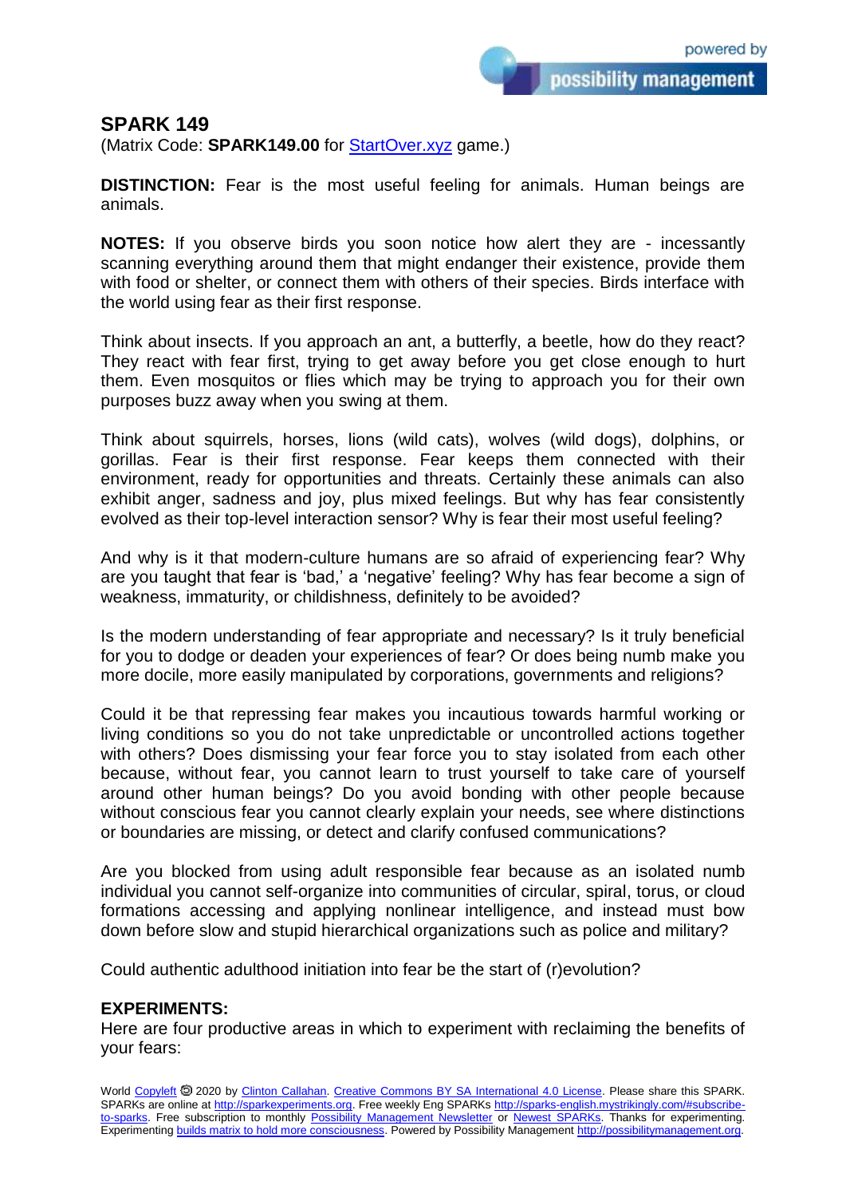# SPARK 149

(Matrix Code: **SPARK149.00** for [StartOver.xyz](StartOver.xyz) game.)

**DISTINCTION:** Fear is the most useful feeling for animals. Human beings are animals.

**NOTES:** If you observe birds you soon notice how alert they are - incessantly scanning everything around them that might endanger their existence, provide them with food or shelter, or connect them with others of their species. Birds interface with the world using fear as their first response.

Think about insects. If you approach an ant, a butterfly, a beetle, how do they react? They react with fear first, trying to get away before you get close enough to hurt them. Even mosquitos or flies which may be trying to approach you for their own purposes buzz away when you swing at them.

Think about squirrels, horses, lions (wild cats), wolves (wild dogs), dolphins, or gorillas. Fear is their first response. Fear keeps them connected with their environment, ready for opportunities and threats. Certainly these animals can also exhibit anger, sadness and joy, plus mixed feelings. But why has fear consistently evolved as their top-level interaction sensor? Why is fear their most useful feeling?

And why is it that modern-culture humans are so afraid of experiencing fear? Why are you taught that fear is 'bad,' a 'negative' feeling? Why has fear become a sign of weakness, immaturity, or childishness, definitely to be avoided?

Is the modern understanding of fear appropriate and necessary? Is it truly beneficial for you to dodge or deaden your experiences of fear? Or does being numb make you more docile, more easily manipulated by corporations, governments and religions?

Could it be that repressing fear makes you incautious towards harmful working or living conditions so you do not take unpredictable or uncontrolled actions together with others? Does dismissing your fear force you to stay isolated from each other because, without fear, you cannot learn to trust yourself to take care of yourself around other human beings? Do you avoid bonding with other people because without conscious fear you cannot clearly explain your needs, see where distinctions or boundaries are missing, or detect and clarify confused communications?

Are you blocked from using adult responsible fear because as an isolated numb individual you cannot self-organize into communities of circular, spiral, torus, or cloud formations accessing and applying nonlinear intelligence, and instead must bow down before slow and stupid hierarchical organizations such as police and military?

Could authentic adulthood initiation into fear be the start of (r)evolution?

**EXPERIMENTS:**
Here are four productive areas in which to experiment with reclaiming the benefits of your fears: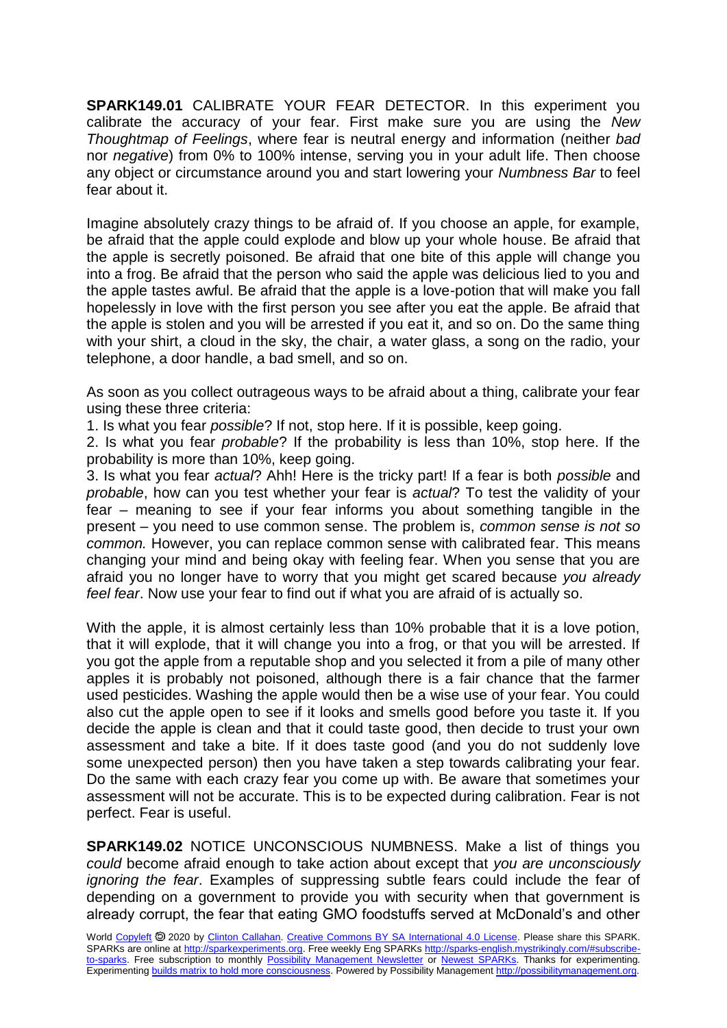**SPARK149.01** CALIBRATE YOUR FEAR DETECTOR. In this experiment you calibrate the accuracy of your fear. First make sure you are using the *New Thoughtmap of Feelings*, where fear is neutral energy and information (neither *bad* nor *negative*) from 0% to 100% intense, serving you in your adult life. Then choose any object or circumstance around you and start lowering your *Numbness Bar* to feel fear about it.

Imagine absolutely crazy things to be afraid of. If you choose an apple, for example, be afraid that the apple could explode and blow up your whole house. Be afraid that the apple is secretly poisoned. Be afraid that one bite of this apple will change you into a frog. Be afraid that the person who said the apple was delicious lied to you and the apple tastes awful. Be afraid that the apple is a love-potion that will make you fall hopelessly in love with the first person you see after you eat the apple. Be afraid that the apple is stolen and you will be arrested if you eat it, and so on. Do the same thing with your shirt, a cloud in the sky, the chair, a water glass, a song on the radio, your telephone, a door handle, a bad smell, and so on.

As soon as you collect outrageous ways to be afraid about a thing, calibrate your fear using these three criteria:

1. Is what you fear *possible*? If not, stop here. If it is possible, keep going.
2. Is what you fear *probable*? If the probability is less than 10%, stop here. If the probability is more than 10%, keep going.
3. Is what you fear *actual*? Ahh! Here is the tricky part! If a fear is both *possible* and *probable*, how can you test whether your fear is *actual*? To test the validity of your fear – meaning to see if your fear informs you about something tangible in the present – you need to use common sense. The problem is, *common sense is not so common.* However, you can replace common sense with calibrated fear. This means changing your mind and being okay with feeling fear. When you sense that you are afraid you no longer have to worry that you might get scared because *you already feel fear*. Now use your fear to find out if what you are afraid of is actually so.

With the apple, it is almost certainly less than 10% probable that it is a love potion, that it will explode, that it will change you into a frog, or that you will be arrested. If you got the apple from a reputable shop and you selected it from a pile of many other apples it is probably not poisoned, although there is a fair chance that the farmer used pesticides. Washing the apple would then be a wise use of your fear. You could also cut the apple open to see if it looks and smells good before you taste it. If you decide the apple is clean and that it could taste good, then decide to trust your own assessment and take a bite. If it does taste good (and you do not suddenly love some unexpected person) then you have taken a step towards calibrating your fear. Do the same with each crazy fear you come up with. Be aware that sometimes your assessment will not be accurate. This is to be expected during calibration. Fear is not perfect. Fear is useful.

**SPARK149.02** NOTICE UNCONSCIOUS NUMBNESS. Make a list of things you *could* become afraid enough to take action about except that *you are unconsciously ignoring the fear*. Examples of suppressing subtle fears could include the fear of depending on a government to provide you with security when that government is already corrupt, the fear that eating GMO foodstuffs served at McDonald's and other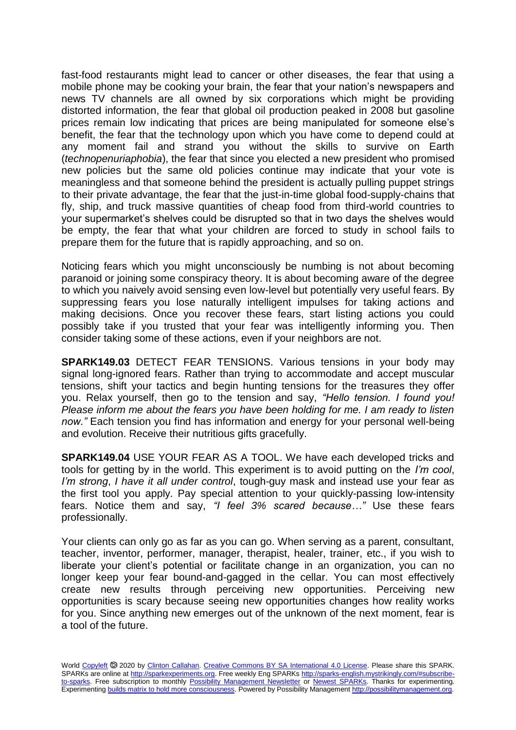fast-food restaurants might lead to cancer or other diseases, the fear that using a mobile phone may be cooking your brain, the fear that your nation's newspapers and news TV channels are all owned by six corporations which might be providing distorted information, the fear that global oil production peaked in 2008 but gasoline prices remain low indicating that prices are being manipulated for someone else's benefit, the fear that the technology upon which you have come to depend could at any moment fail and strand you without the skills to survive on Earth (*technopenuriaphobia*), the fear that since you elected a new president who promised new policies but the same old policies continue may indicate that your vote is meaningless and that someone behind the president is actually pulling puppet strings to their private advantage, the fear that the just-in-time global food-supply-chains that fly, ship, and truck massive quantities of cheap food from third-world countries to your supermarket's shelves could be disrupted so that in two days the shelves would be empty, the fear that what your children are forced to study in school fails to prepare them for the future that is rapidly approaching, and so on.

Noticing fears which you might unconsciously be numbing is not about becoming paranoid or joining some conspiracy theory. It is about becoming aware of the degree to which you naively avoid sensing even low-level but potentially very useful fears. By suppressing fears you lose naturally intelligent impulses for taking actions and making decisions. Once you recover these fears, start listing actions you could possibly take if you trusted that your fear was intelligently informing you. Then consider taking some of these actions, even if your neighbors are not.

**SPARK149.03** DETECT FEAR TENSIONS. Various tensions in your body may signal long-ignored fears. Rather than trying to accommodate and accept muscular tensions, shift your tactics and begin hunting tensions for the treasures they offer you. Relax yourself, then go to the tension and say, *"Hello tension. I found you! Please inform me about the fears you have been holding for me. I am ready to listen now."* Each tension you find has information and energy for your personal well-being and evolution. Receive their nutritious gifts gracefully.

**SPARK149.04** USE YOUR FEAR AS A TOOL. We have each developed tricks and tools for getting by in the world. This experiment is to avoid putting on the *I'm cool*, *I'm strong*, *I have it all under control*, tough-guy mask and instead use your fear as the first tool you apply. Pay special attention to your quickly-passing low-intensity fears. Notice them and say, *"I feel 3% scared because…"* Use these fears professionally.

Your clients can only go as far as you can go. When serving as a parent, consultant, teacher, inventor, performer, manager, therapist, healer, trainer, etc., if you wish to liberate your client's potential or facilitate change in an organization, you can no longer keep your fear bound-and-gagged in the cellar. You can most effectively create new results through perceiving new opportunities. Perceiving new opportunities is scary because seeing new opportunities changes how reality works for you. Since anything new emerges out of the unknown of the next moment, fear is a tool of the future.

World Copyleft 🄯 2020 by Clinton Callahan. Creative Commons BY SA International 4.0 License. Please share this SPARK. SPARKs are online at http://sparkexperiments.org. Free weekly Eng SPARKs http://sparks-english.mystrikingly.com/#subscribe-to-sparks. Free subscription to monthly Possibility Management Newsletter or Newest SPARKs. Thanks for experimenting. Experimenting builds matrix to hold more consciousness. Powered by Possibility Management http://possibilitymanagement.org.